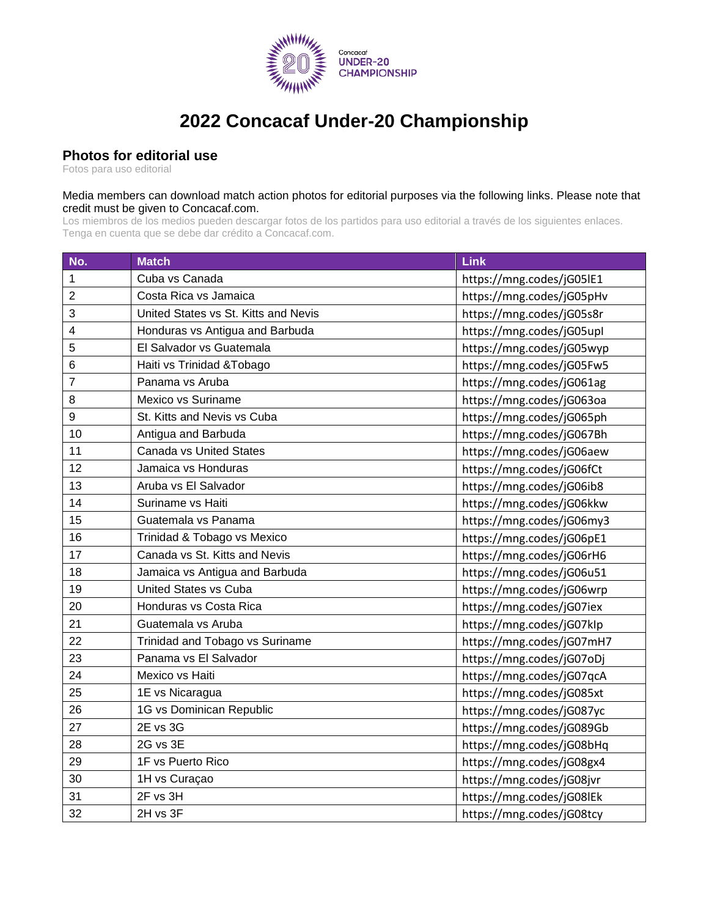# 2022 Concacaf Under-20 Championship

## Photos for editorial use

Fotos para uso editorial

Media members can download match action photos for editorial purposes via the following links. Please note that credit must be given to Concacaf.com.

Los miembros de los medios pueden descargar fotos de los partidos para uso editorial a través de los siguientes enlaces. Tenga en cuenta que se debe dar crédito a Concacaf.com.

| No. | Match | Link |
|---|---|---|
| 1 | Cuba vs Canada | https://mng.codes/jG05lE1 |
| 2 | Costa Rica vs Jamaica | https://mng.codes/jG05pHv |
| 3 | United States vs St. Kitts and Nevis | https://mng.codes/jG05s8r |
| 4 | Honduras vs Antigua and Barbuda | https://mng.codes/jG05upl |
| 5 | El Salvador vs Guatemala | https://mng.codes/jG05wyp |
| 6 | Haiti vs Trinidad &Tobago | https://mng.codes/jG05Fw5 |
| 7 | Panama vs Aruba | https://mng.codes/jG061ag |
| 8 | Mexico vs Suriname | https://mng.codes/jG063oa |
| 9 | St. Kitts and Nevis vs Cuba | https://mng.codes/jG065ph |
| 10 | Antigua and Barbuda | https://mng.codes/jG067Bh |
| 11 | Canada vs United States | https://mng.codes/jG06aew |
| 12 | Jamaica vs Honduras | https://mng.codes/jG06fCt |
| 13 | Aruba vs El Salvador | https://mng.codes/jG06ib8 |
| 14 | Suriname vs Haiti | https://mng.codes/jG06kkw |
| 15 | Guatemala vs Panama | https://mng.codes/jG06my3 |
| 16 | Trinidad & Tobago vs Mexico | https://mng.codes/jG06pE1 |
| 17 | Canada vs St. Kitts and Nevis | https://mng.codes/jG06rH6 |
| 18 | Jamaica vs Antigua and Barbuda | https://mng.codes/jG06u51 |
| 19 | United States vs Cuba | https://mng.codes/jG06wrp |
| 20 | Honduras vs Costa Rica | https://mng.codes/jG07iex |
| 21 | Guatemala vs Aruba | https://mng.codes/jG07klp |
| 22 | Trinidad and Tobago vs Suriname | https://mng.codes/jG07mH7 |
| 23 | Panama vs El Salvador | https://mng.codes/jG07oDj |
| 24 | Mexico vs Haiti | https://mng.codes/jG07qcA |
| 25 | 1E vs Nicaragua | https://mng.codes/jG085xt |
| 26 | 1G vs Dominican Republic | https://mng.codes/jG087yc |
| 27 | 2E vs 3G | https://mng.codes/jG089Gb |
| 28 | 2G vs 3E | https://mng.codes/jG08bHq |
| 29 | 1F vs Puerto Rico | https://mng.codes/jG08gx4 |
| 30 | 1H vs Curaçao | https://mng.codes/jG08jvr |
| 31 | 2F vs 3H | https://mng.codes/jG08lEk |
| 32 | 2H vs 3F | https://mng.codes/jG08tcy |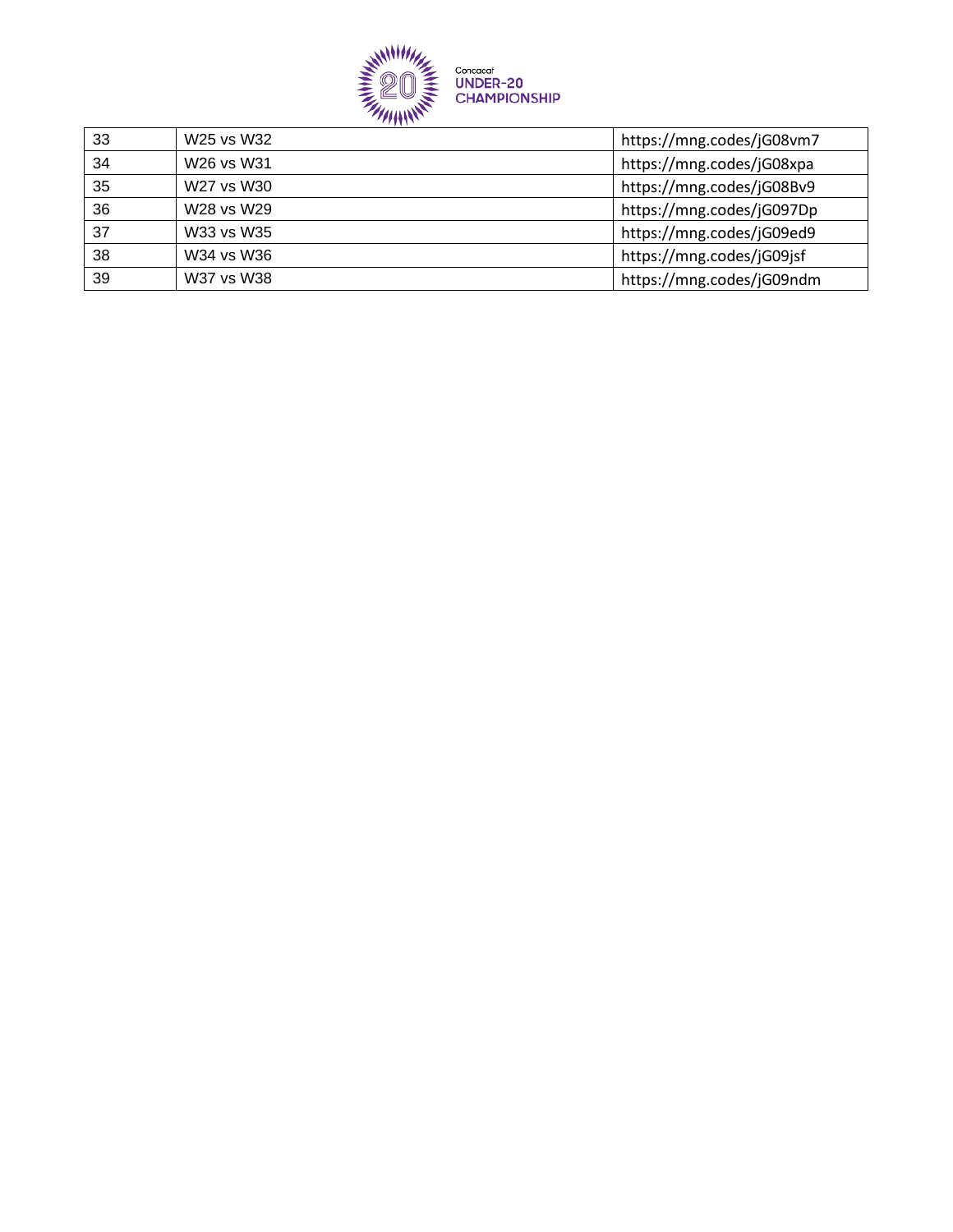| | | |
|---|---|---|
| 33 | W25 vs W32 | https://mng.codes/jG08vm7 |
| 34 | W26 vs W31 | https://mng.codes/jG08xpa |
| 35 | W27 vs W30 | https://mng.codes/jG08Bv9 |
| 36 | W28 vs W29 | https://mng.codes/jG097Dp |
| 37 | W33 vs W35 | https://mng.codes/jG09ed9 |
| 38 | W34 vs W36 | https://mng.codes/jG09jsf |
| 39 | W37 vs W38 | https://mng.codes/jG09ndm |